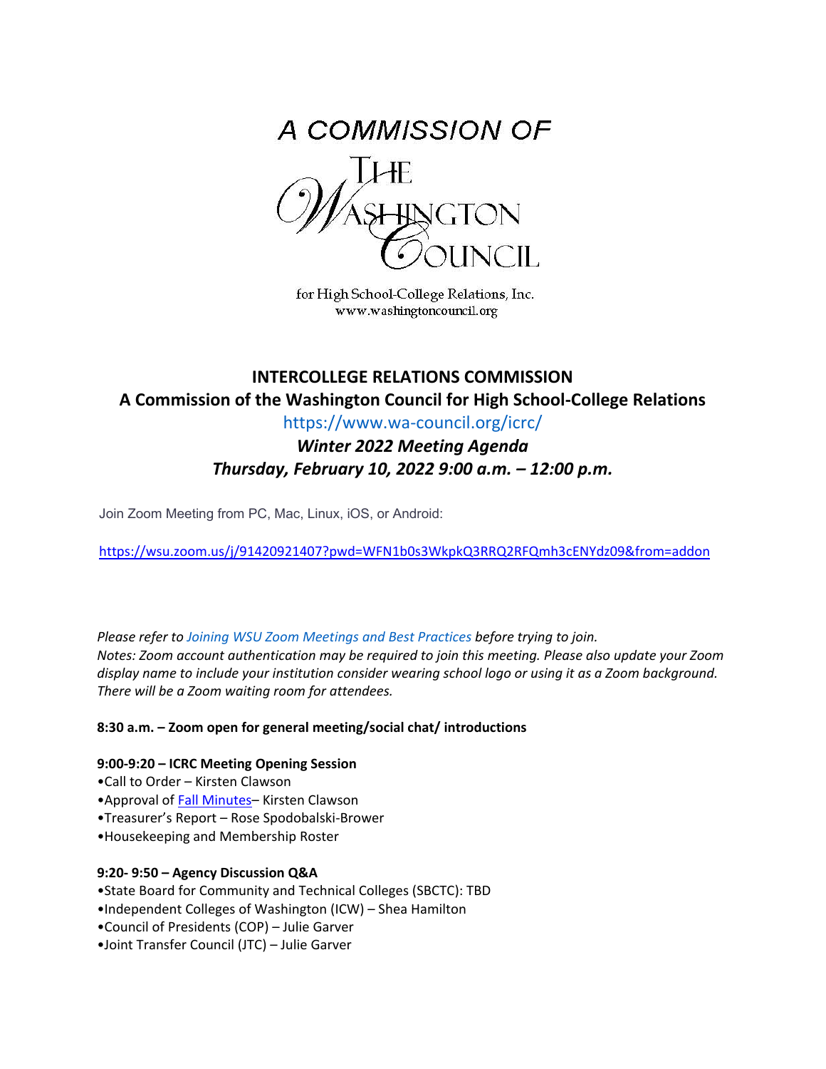A COMMISSION OF

THE WASHINGTON COUNCIL

for High School-College Relations, Inc.
www.washingtoncouncil.org

# INTERCOLLEGE RELATIONS COMMISSION

## A Commission of the Washington Council for High School-College Relations

https://www.wa-council.org/icrc/

***Winter 2022 Meeting Agenda***

***Thursday, February 10, 2022 9:00 a.m. – 12:00 p.m.***

Join Zoom Meeting from PC, Mac, Linux, iOS, or Android:

https://wsu.zoom.us/j/91420921407?pwd=WFN1b0s3WkpkQ3RRQ2RFQmh3cENYdz09&from=addon

*Please refer to Joining WSU Zoom Meetings and Best Practices before trying to join.*
*Notes: Zoom account authentication may be required to join this meeting. Please also update your Zoom display name to include your institution consider wearing school logo or using it as a Zoom background. There will be a Zoom waiting room for attendees.*

**8:30 a.m. – Zoom open for general meeting/social chat/ introductions**

**9:00-9:20 – ICRC Meeting Opening Session**

- Call to Order – Kirsten Clawson
- Approval of Fall Minutes– Kirsten Clawson
- Treasurer's Report – Rose Spodobalski-Brower
- Housekeeping and Membership Roster

**9:20- 9:50 – Agency Discussion Q&A**

- State Board for Community and Technical Colleges (SBCTC): TBD
- Independent Colleges of Washington (ICW) – Shea Hamilton
- Council of Presidents (COP) – Julie Garver
- Joint Transfer Council (JTC) – Julie Garver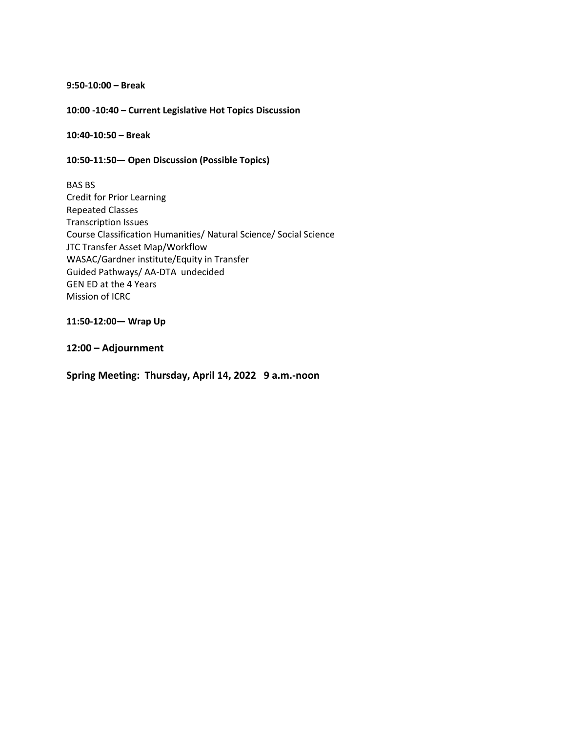**9:50-10:00 – Break**

**10:00 -10:40 – Current Legislative Hot Topics Discussion**

**10:40-10:50 – Break**

**10:50-11:50— Open Discussion (Possible Topics)**

BAS BS
Credit for Prior Learning
Repeated Classes
Transcription Issues
Course Classification Humanities/ Natural Science/ Social Science
JTC Transfer Asset Map/Workflow
WASAC/Gardner institute/Equity in Transfer
Guided Pathways/ AA-DTA undecided
GEN ED at the 4 Years
Mission of ICRC

**11:50-12:00— Wrap Up**

**12:00 – Adjournment**

**Spring Meeting: Thursday, April 14, 2022 9 a.m.-noon**